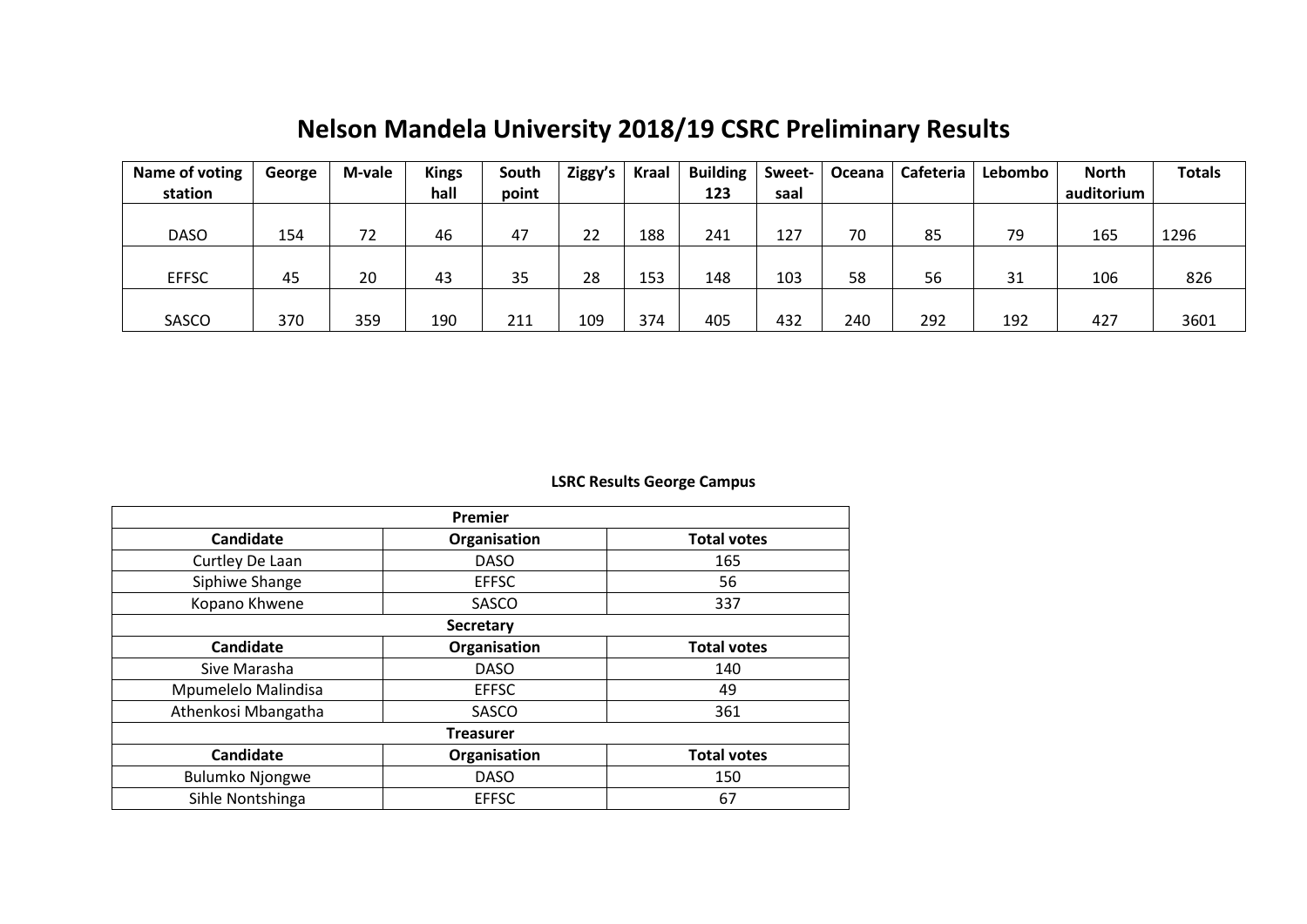# Nelson Mandela University 2018/19 CSRC Preliminary Results

| Name of voting station | George | M-vale | Kings hall | South point | Ziggy's | Kraal | Building 123 | Sweet-saal | Oceana | Cafeteria | Lebombo | North auditorium | Totals |
|---|---|---|---|---|---|---|---|---|---|---|---|---|---|
| DASO | 154 | 72 | 46 | 47 | 22 | 188 | 241 | 127 | 70 | 85 | 79 | 165 | 1296 |
| EFFSC | 45 | 20 | 43 | 35 | 28 | 153 | 148 | 103 | 58 | 56 | 31 | 106 | 826 |
| SASCO | 370 | 359 | 190 | 211 | 109 | 374 | 405 | 432 | 240 | 292 | 192 | 427 | 3601 |

**LSRC Results George Campus**

| Premier | | |
|---|---|---|
| **Candidate** | **Organisation** | **Total votes** |
| Curtley De Laan | DASO | 165 |
| Siphiwe Shange | EFFSC | 56 |
| Kopano Khwene | SASCO | 337 |
| **Secretary** | | |
| **Candidate** | **Organisation** | **Total votes** |
| Sive Marasha | DASO | 140 |
| Mpumelelo Malindisa | EFFSC | 49 |
| Athenkosi Mbangatha | SASCO | 361 |
| **Treasurer** | | |
| **Candidate** | **Organisation** | **Total votes** |
| Bulumko Njongwe | DASO | 150 |
| Sihle Nontshinga | EFFSC | 67 |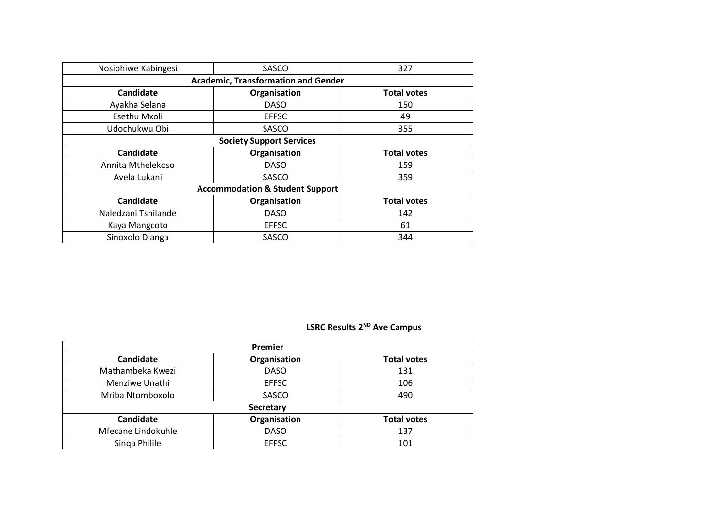| Nosiphiwe Kabingesi | SASCO | 327 |
|---|---|---|
| **Academic, Transformation and Gender** | | |
| **Candidate** | **Organisation** | **Total votes** |
| Ayakha Selana | DASO | 150 |
| Esethu Mxoli | EFFSC | 49 |
| Udochukwu Obi | SASCO | 355 |
| **Society Support Services** | | |
| **Candidate** | **Organisation** | **Total votes** |
| Annita Mthelekoso | DASO | 159 |
| Avela Lukani | SASCO | 359 |
| **Accommodation & Student Support** | | |
| **Candidate** | **Organisation** | **Total votes** |
| Naledzani Tshilande | DASO | 142 |
| Kaya Mangcoto | EFFSC | 61 |
| Sinoxolo Dlanga | SASCO | 344 |

**LSRC Results 2[ND] Ave Campus**

| **Premier** | | |
|---|---|---|
| **Candidate** | **Organisation** | **Total votes** |
| Mathambeka Kwezi | DASO | 131 |
| Menziwe Unathi | EFFSC | 106 |
| Mriba Ntomboxolo | SASCO | 490 |
| **Secretary** | | |
| **Candidate** | **Organisation** | **Total votes** |
| Mfecane Lindokuhle | DASO | 137 |
| Sinqa Philile | EFFSC | 101 |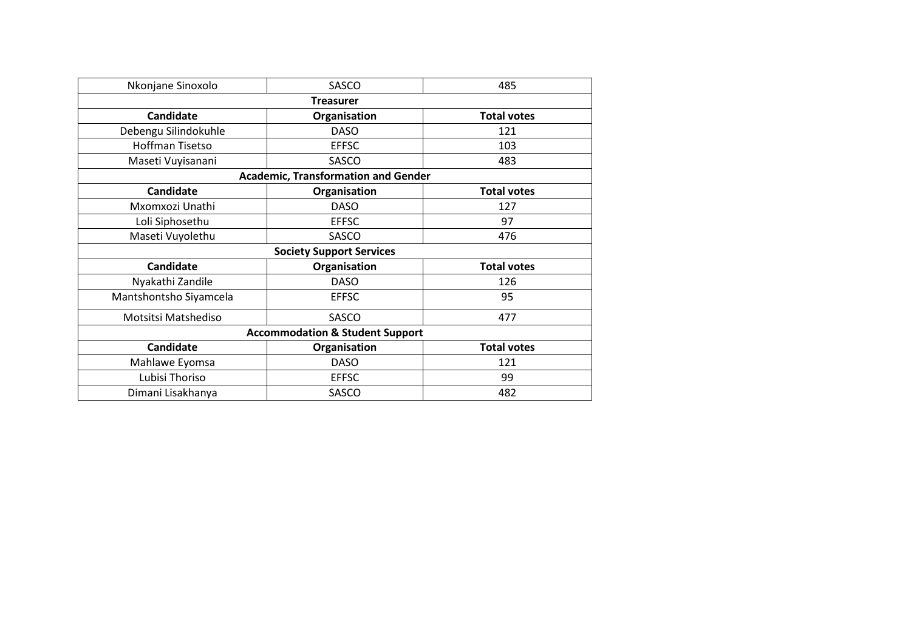| Nkonjane Sinoxolo | SASCO | 485 |
|---|---|---|
| **Treasurer** | | |
| **Candidate** | **Organisation** | **Total votes** |
| Debengu Silindokuhle | DASO | 121 |
| Hoffman Tisetso | EFFSC | 103 |
| Maseti Vuyisanani | SASCO | 483 |
| **Academic, Transformation and Gender** | | |
| **Candidate** | **Organisation** | **Total votes** |
| Mxomxozi Unathi | DASO | 127 |
| Loli Siphosethu | EFFSC | 97 |
| Maseti Vuyolethu | SASCO | 476 |
| **Society Support Services** | | |
| **Candidate** | **Organisation** | **Total votes** |
| Nyakathi Zandile | DASO | 126 |
| Mantshontsho Siyamcela | EFFSC | 95 |
| Motsitsi Matshediso | SASCO | 477 |
| **Accommodation & Student Support** | | |
| **Candidate** | **Organisation** | **Total votes** |
| Mahlawe Eyomsa | DASO | 121 |
| Lubisi Thoriso | EFFSC | 99 |
| Dimani Lisakhanya | SASCO | 482 |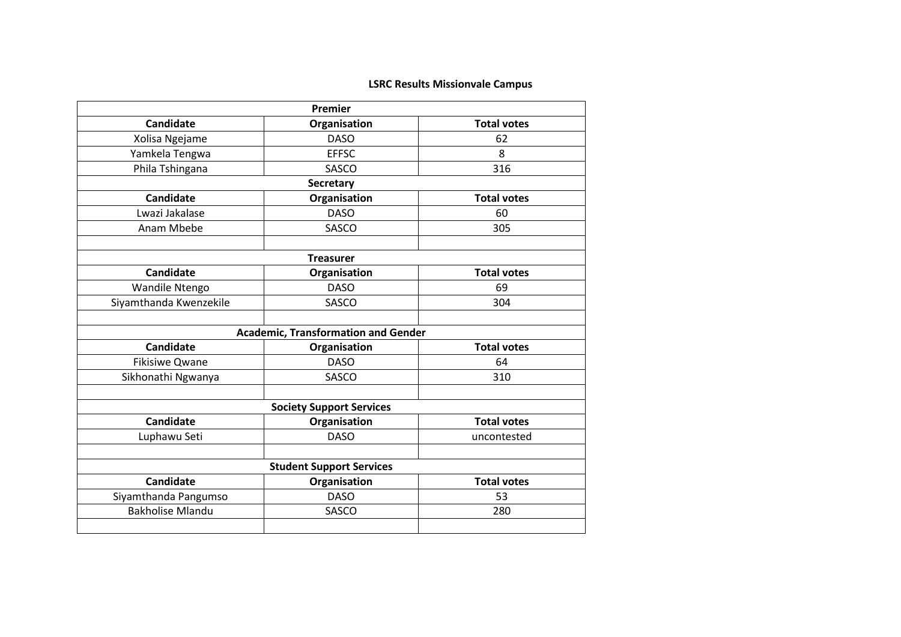**LSRC Results Missionvale Campus**

| Premier | | |
|---|---|---|
| **Candidate** | **Organisation** | **Total votes** |
| Xolisa Ngejame | DASO | 62 |
| Yamkela Tengwa | EFFSC | 8 |
| Phila Tshingana | SASCO | 316 |
| **Secretary** | | |
| **Candidate** | **Organisation** | **Total votes** |
| Lwazi Jakalase | DASO | 60 |
| Anam Mbebe | SASCO | 305 |
| | | |
| **Treasurer** | | |
| **Candidate** | **Organisation** | **Total votes** |
| Wandile Ntengo | DASO | 69 |
| Siyamthanda Kwenzekile | SASCO | 304 |
| | | |
| **Academic, Transformation and Gender** | | |
| **Candidate** | **Organisation** | **Total votes** |
| Fikisiwe Qwane | DASO | 64 |
| Sikhonathi Ngwanya | SASCO | 310 |
| | | |
| **Society Support Services** | | |
| **Candidate** | **Organisation** | **Total votes** |
| Luphawu Seti | DASO | uncontested |
| | | |
| **Student Support Services** | | |
| **Candidate** | **Organisation** | **Total votes** |
| Siyamthanda Pangumso | DASO | 53 |
| Bakholise Mlandu | SASCO | 280 |
| | | |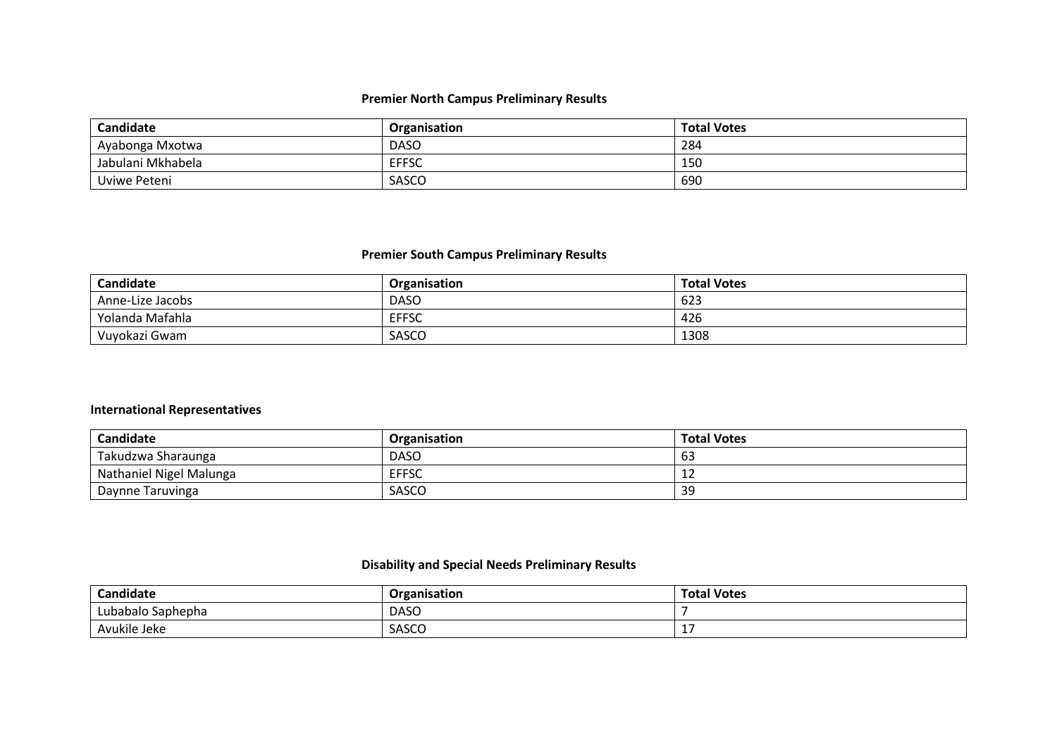**Premier North Campus Preliminary Results**

| Candidate | Organisation | Total Votes |
| --- | --- | --- |
| Ayabonga Mxotwa | DASO | 284 |
| Jabulani Mkhabela | EFFSC | 150 |
| Uviwe Peteni | SASCO | 690 |

**Premier South Campus Preliminary Results**

| Candidate | Organisation | Total Votes |
| --- | --- | --- |
| Anne-Lize Jacobs | DASO | 623 |
| Yolanda Mafahla | EFFSC | 426 |
| Vuyokazi Gwam | SASCO | 1308 |

**International Representatives**

| Candidate | Organisation | Total Votes |
| --- | --- | --- |
| Takudzwa Sharaunga | DASO | 63 |
| Nathaniel Nigel Malunga | EFFSC | 12 |
| Daynne Taruvinga | SASCO | 39 |

**Disability and Special Needs Preliminary Results**

| Candidate | Organisation | Total Votes |
| --- | --- | --- |
| Lubabalo Saphepha | DASO | 7 |
| Avukile Jeke | SASCO | 17 |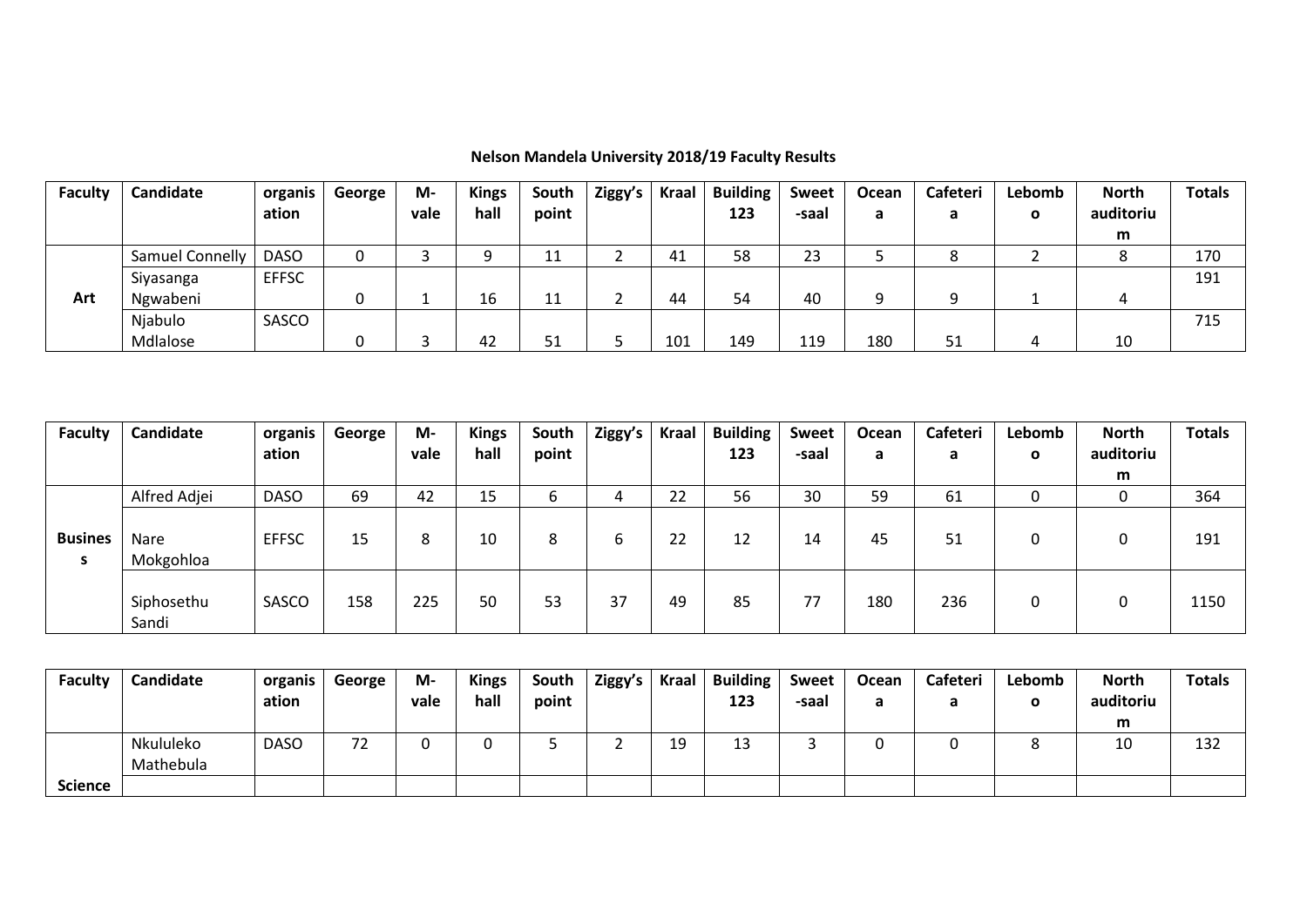**Nelson Mandela University 2018/19 Faculty Results**

| Faculty | Candidate | organisation | George | M-vale | Kings hall | South point | Ziggy's | Kraal | Building 123 | Sweet-saal | Oceana | Cafeteria | Lebombo | North auditorium | Totals |
|---|---|---|---|---|---|---|---|---|---|---|---|---|---|---|---|
| Art | Samuel Connelly | DASO | 0 | 3 | 9 | 11 | 2 | 41 | 58 | 23 | 5 | 8 | 2 | 8 | 170 |
| | Siyasanga Ngwabeni | EFFSC | 0 | 1 | 16 | 11 | 2 | 44 | 54 | 40 | 9 | 9 | 1 | 4 | 191 |
| | Njabulo Mdlalose | SASCO | 0 | 3 | 42 | 51 | 5 | 101 | 149 | 119 | 180 | 51 | 4 | 10 | 715 |

| Faculty | Candidate | organisation | George | M-vale | Kings hall | South point | Ziggy's | Kraal | Building 123 | Sweet-saal | Oceana | Cafeteria | Lebombo | North auditorium | Totals |
|---|---|---|---|---|---|---|---|---|---|---|---|---|---|---|---|
| Business | Alfred Adjei | DASO | 69 | 42 | 15 | 6 | 4 | 22 | 56 | 30 | 59 | 61 | 0 | 0 | 364 |
| | Nare Mokgohloa | EFFSC | 15 | 8 | 10 | 8 | 6 | 22 | 12 | 14 | 45 | 51 | 0 | 0 | 191 |
| | Siphosethu Sandi | SASCO | 158 | 225 | 50 | 53 | 37 | 49 | 85 | 77 | 180 | 236 | 0 | 0 | 1150 |

| Faculty | Candidate | organisation | George | M-vale | Kings hall | South point | Ziggy's | Kraal | Building 123 | Sweet-saal | Oceana | Cafeteria | Lebombo | North auditorium | Totals |
|---|---|---|---|---|---|---|---|---|---|---|---|---|---|---|---|
| Science | Nkululeko Mathebula | DASO | 72 | 0 | 0 | 5 | 2 | 19 | 13 | 3 | 0 | 0 | 8 | 10 | 132 |
| | | | | | | | | | | | | | | | |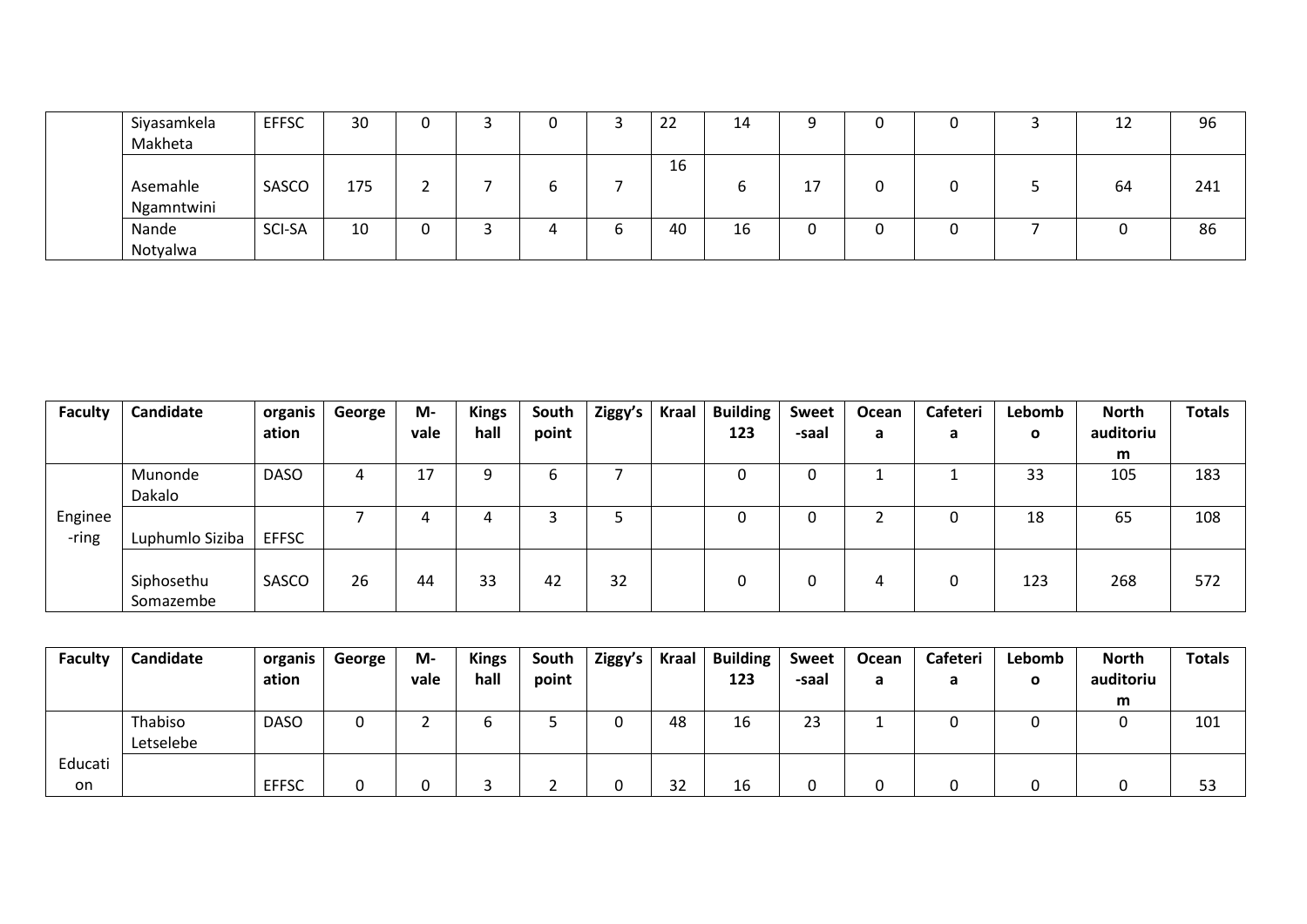| | | | | | | | | | | | | | | |
|---|---|---|---|---|---|---|---|---|---|---|---|---|---|---|
| | Siyasamkela Makheta | EFFSC | 30 | 0 | 3 | 0 | 3 | 22 | 14 | 9 | 0 | 0 | 3 | 12 | 96 |
| | Asemahle Ngamntwini | SASCO | 175 | 2 | 7 | 6 | 7 | 16 | 6 | 17 | 0 | 0 | 5 | 64 | 241 |
| | Nande Notyalwa | SCI-SA | 10 | 0 | 3 | 4 | 6 | 40 | 16 | 0 | 0 | 0 | 7 | 0 | 86 |

| Faculty | Candidate | organisation | George | M-vale | Kings hall | South point | Ziggy's | Kraal | Building 123 | Sweet-saal | Ocean a | Cafeteria | Lebombo | North auditorium | Totals |
|---|---|---|---|---|---|---|---|---|---|---|---|---|---|---|---|
| Enginee-ring | Munonde Dakalo | DASO | 4 | 17 | 9 | 6 | 7 | | 0 | 0 | 1 | 1 | 33 | 105 | 183 |
| | Luphumlo Siziba | EFFSC | 7 | 4 | 4 | 3 | 5 | | 0 | 0 | 2 | 0 | 18 | 65 | 108 |
| | Siphosethu Somazembe | SASCO | 26 | 44 | 33 | 42 | 32 | | 0 | 0 | 4 | 0 | 123 | 268 | 572 |

| Faculty | Candidate | organisation | George | M-vale | Kings hall | South point | Ziggy's | Kraal | Building 123 | Sweet-saal | Ocean a | Cafeteria | Lebombo | North auditorium | Totals |
|---|---|---|---|---|---|---|---|---|---|---|---|---|---|---|---|
| Education | Thabiso Letselebe | DASO | 0 | 2 | 6 | 5 | 0 | 48 | 16 | 23 | 1 | 0 | 0 | 0 | 101 |
| | | EFFSC | 0 | 0 | 3 | 2 | 0 | 32 | 16 | 0 | 0 | 0 | 0 | 0 | 53 |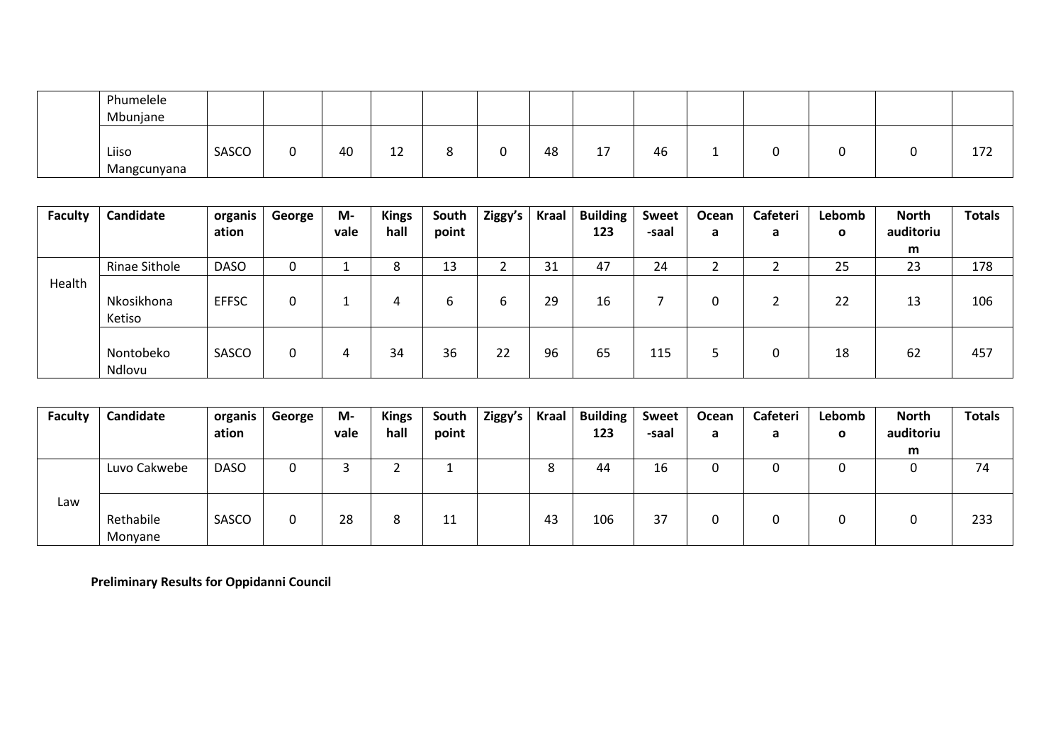| | Phumelele Mbunjane | | | | | | | | | | | | | | |
|---|---|---|---|---|---|---|---|---|---|---|---|---|---|---|---|
| | Liiso Mangcunyana | SASCO | 0 | 40 | 12 | 8 | 0 | 48 | 17 | 46 | 1 | 0 | 0 | 0 | 172 |

| Faculty | Candidate | organisation | George | M-vale | Kings hall | South point | Ziggy's | Kraal | Building 123 | Sweet-saal | Oceana | Cafeteria | Lebombo | North auditorium | Totals |
|---|---|---|---|---|---|---|---|---|---|---|---|---|---|---|---|
| Health | Rinae Sithole | DASO | 0 | 1 | 8 | 13 | 2 | 31 | 47 | 24 | 2 | 2 | 25 | 23 | 178 |
| | Nkosikhona Ketiso | EFFSC | 0 | 1 | 4 | 6 | 6 | 29 | 16 | 7 | 0 | 2 | 22 | 13 | 106 |
| | Nontobeko Ndlovu | SASCO | 0 | 4 | 34 | 36 | 22 | 96 | 65 | 115 | 5 | 0 | 18 | 62 | 457 |

| Faculty | Candidate | organisation | George | M-vale | Kings hall | South point | Ziggy's | Kraal | Building 123 | Sweet-saal | Oceana | Cafeteria | Lebombo | North auditorium | Totals |
|---|---|---|---|---|---|---|---|---|---|---|---|---|---|---|---|
| Law | Luvo Cakwebe | DASO | 0 | 3 | 2 | 1 | | 8 | 44 | 16 | 0 | 0 | 0 | 0 | 74 |
| | Rethabile Monyane | SASCO | 0 | 28 | 8 | 11 | | 43 | 106 | 37 | 0 | 0 | 0 | 0 | 233 |

**Preliminary Results for Oppidanni Council**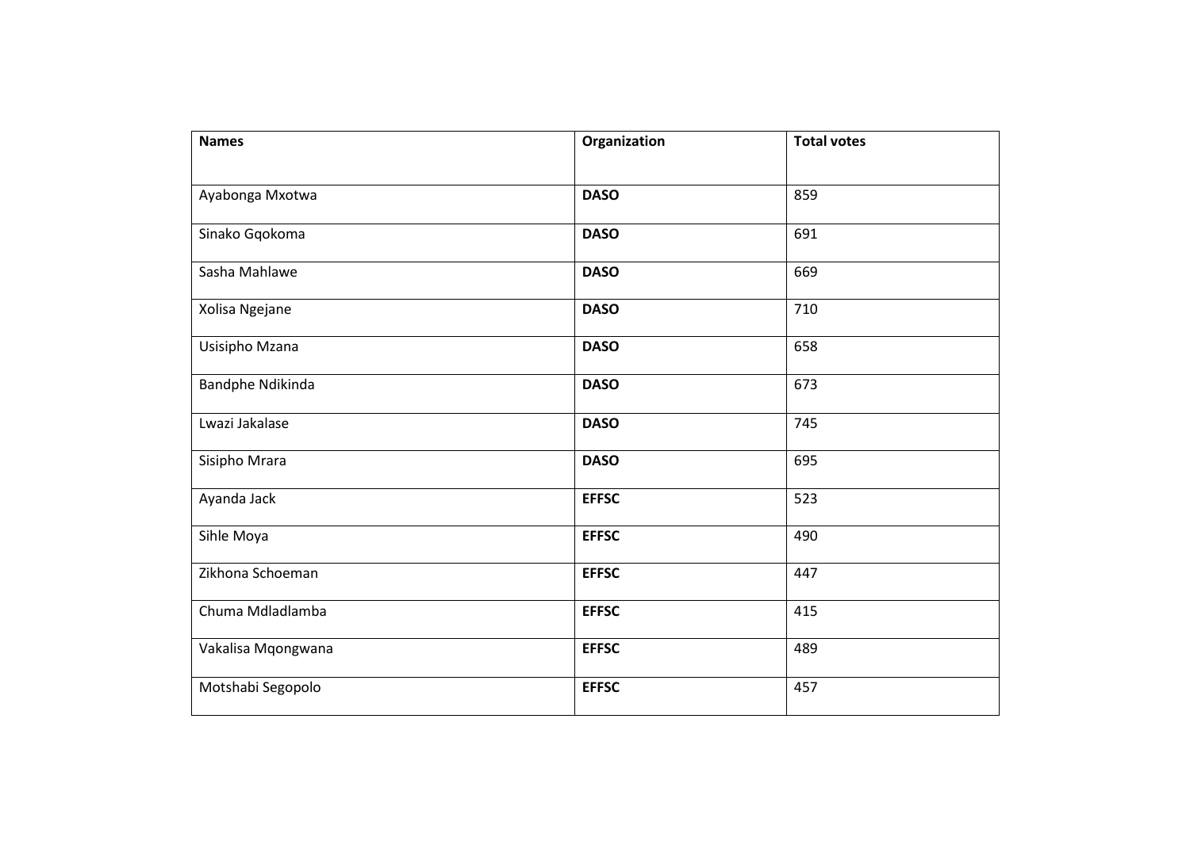| **Names** | **Organization** | **Total votes** |
|---|---|---|
| Ayabonga Mxotwa | **DASO** | 859 |
| Sinako Gqokoma | **DASO** | 691 |
| Sasha Mahlawe | **DASO** | 669 |
| Xolisa Ngejane | **DASO** | 710 |
| Usisipho Mzana | **DASO** | 658 |
| Bandphe Ndikinda | **DASO** | 673 |
| Lwazi Jakalase | **DASO** | 745 |
| Sisipho Mrara | **DASO** | 695 |
| Ayanda Jack | **EFFSC** | 523 |
| Sihle Moya | **EFFSC** | 490 |
| Zikhona Schoeman | **EFFSC** | 447 |
| Chuma Mdladlamba | **EFFSC** | 415 |
| Vakalisa Mqongwana | **EFFSC** | 489 |
| Motshabi Segopolo | **EFFSC** | 457 |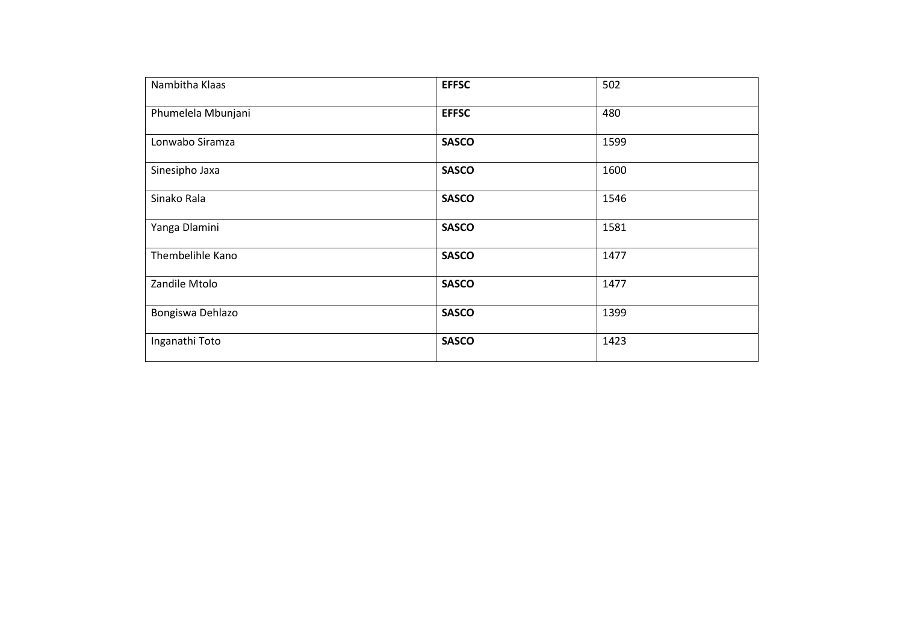| | | |
|---|---|---|
| Nambitha Klaas | **EFFSC** | 502 |
| Phumelela Mbunjani | **EFFSC** | 480 |
| Lonwabo Siramza | **SASCO** | 1599 |
| Sinesipho Jaxa | **SASCO** | 1600 |
| Sinako Rala | **SASCO** | 1546 |
| Yanga Dlamini | **SASCO** | 1581 |
| Thembelihle Kano | **SASCO** | 1477 |
| Zandile Mtolo | **SASCO** | 1477 |
| Bongiswa Dehlazo | **SASCO** | 1399 |
| Inganathi Toto | **SASCO** | 1423 |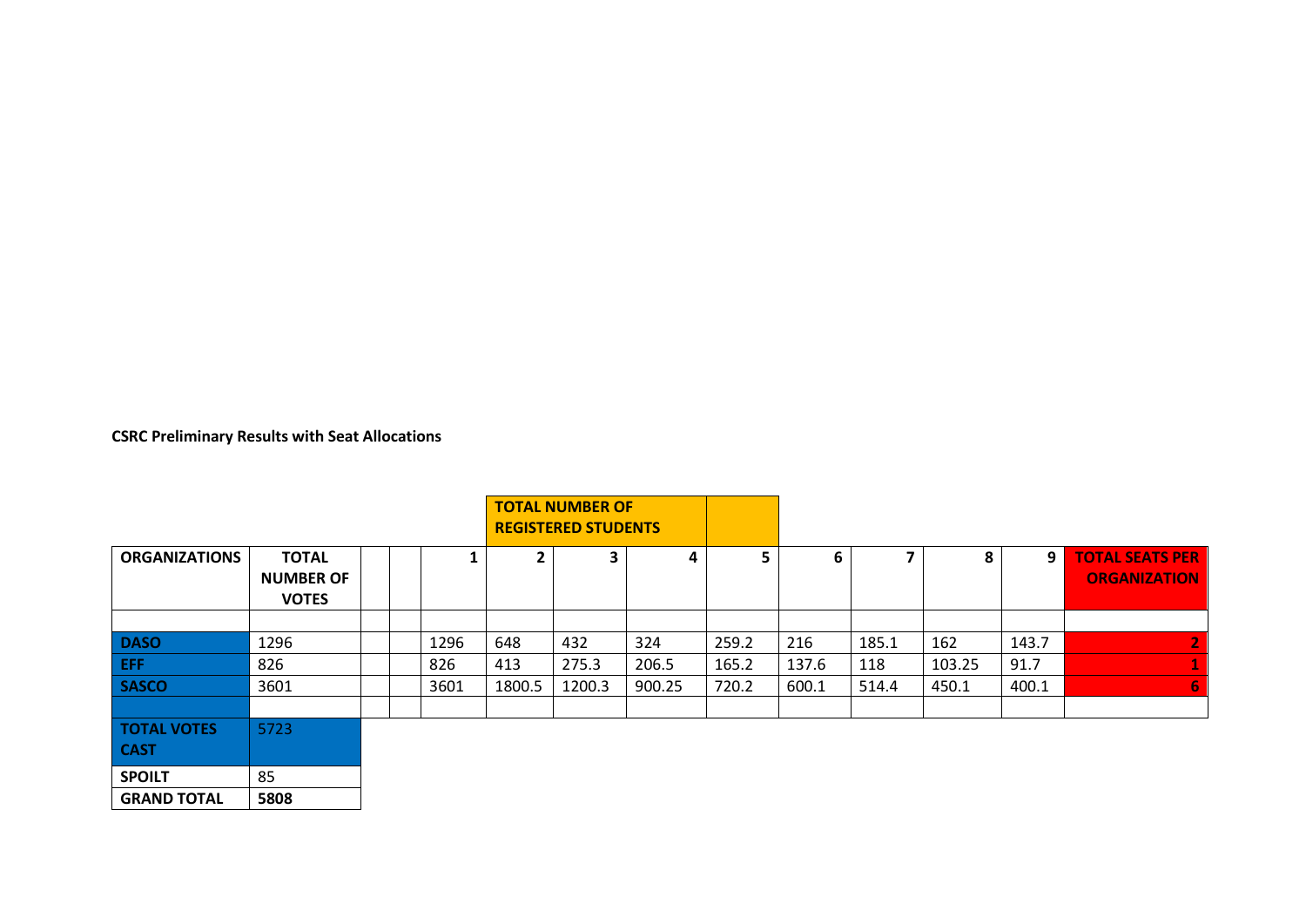**CSRC Preliminary Results with Seat Allocations**

| | | | | | TOTAL NUMBER OF REGISTERED STUDENTS | | | | | | | | |
|---|---|---|---|---|---|---|---|---|---|---|---|---|---|
| **ORGANIZATIONS** | **TOTAL NUMBER OF VOTES** | | | **1** | **2** | **3** | **4** | **5** | **6** | **7** | **8** | **9** | **TOTAL SEATS PER ORGANIZATION** |
| | | | | | | | | | | | | | |
| **DASO** | 1296 | | | 1296 | 648 | 432 | 324 | 259.2 | 216 | 185.1 | 162 | 143.7 | 2 |
| **EFF** | 826 | | | 826 | 413 | 275.3 | 206.5 | 165.2 | 137.6 | 118 | 103.25 | 91.7 | 1 |
| **SASCO** | 3601 | | | 3601 | 1800.5 | 1200.3 | 900.25 | 720.2 | 600.1 | 514.4 | 450.1 | 400.1 | 6 |
| | | | | | | | | | | | | | |
| **TOTAL VOTES CAST** | 5723 | | | | | | | | | | | | |
| **SPOILT** | 85 | | | | | | | | | | | | |
| **GRAND TOTAL** | **5808** | | | | | | | | | | | | |